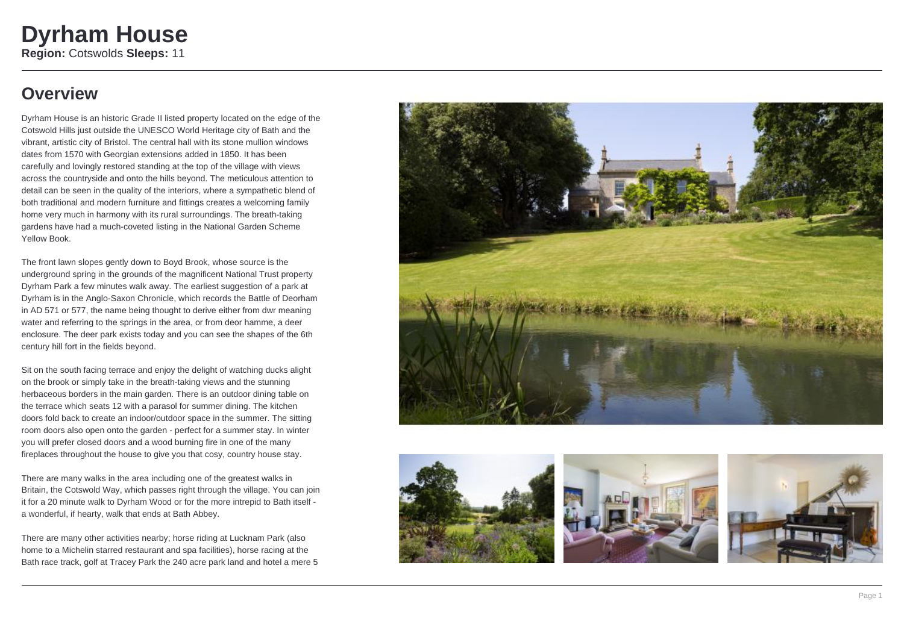# Dyrham House

**Region:** Cotswolds **Sleeps:** 11

## Overview

Dyrham House is an historic Grade II listed property located on the edge of the Cotswold Hills just outside the UNESCO World Heritage city of Bath and the vibrant, artistic city of Bristol. The central hall with its stone mullion windows dates from 1570 with Georgian extensions added in 1850. It has been carefully and lovingly restored standing at the top of the village with views across the countryside and onto the hills beyond. The meticulous attention to detail can be seen in the quality of the interiors, where a sympathetic blend of both traditional and modern furniture and fittings creates a welcoming family home very much in harmony with its rural surroundings. The breath-taking gardens have had a much-coveted listing in the National Garden Scheme Yellow Book.

The front lawn slopes gently down to Boyd Brook, whose source is the underground spring in the grounds of the magnificent National Trust property Dyrham Park a few minutes walk away. The earliest suggestion of a park at Dyrham is in the Anglo-Saxon Chronicle, which records the Battle of Deorham in AD 571 or 577, the name being thought to derive either from dwr meaning water and referring to the springs in the area, or from deor hamme, a deer enclosure. The deer park exists today and you can see the shapes of the 6th century hill fort in the fields beyond.

Sit on the south facing terrace and enjoy the delight of watching ducks alight on the brook or simply take in the breath-taking views and the stunning herbaceous borders in the main garden. There is an outdoor dining table on the terrace which seats 12 with a parasol for summer dining. The kitchen doors fold back to create an indoor/outdoor space in the summer. The sitting room doors also open onto the garden - perfect for a summer stay. In winter you will prefer closed doors and a wood burning fire in one of the many fireplaces throughout the house to give you that cosy, country house stay.

There are many walks in the area including one of the greatest walks in Britain, the Cotswold Way, which passes right through the village. You can join it for a 20 minute walk to Dyrham Wood or for the more intrepid to Bath itself - a wonderful, if hearty, walk that ends at Bath Abbey.

There are many other activities nearby; horse riding at Lucknam Park (also home to a Michelin starred restaurant and spa facilities), horse racing at the Bath race track, golf at Tracey Park the 240 acre park land and hotel a mere 5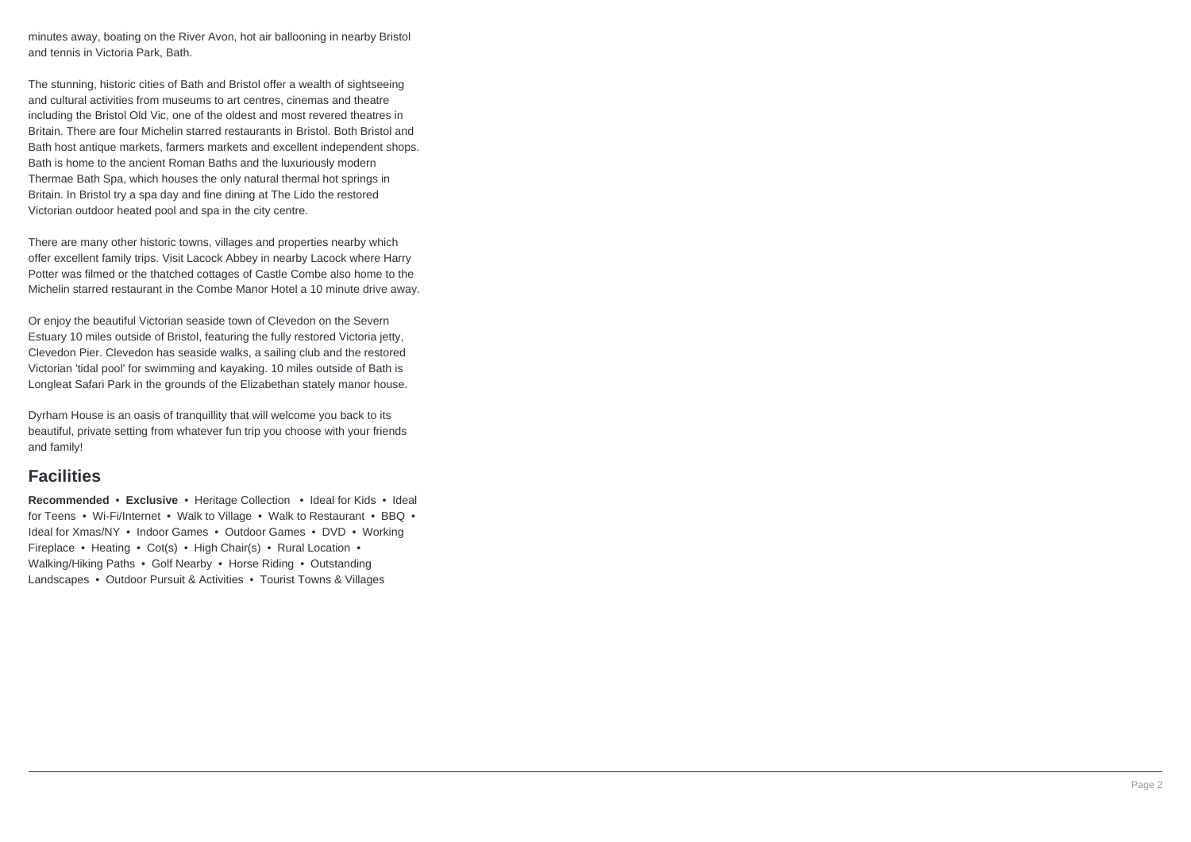minutes away, boating on the River Avon, hot air ballooning in nearby Bristol and tennis in Victoria Park, Bath.

The stunning, historic cities of Bath and Bristol offer a wealth of sightseeing and cultural activities from museums to art centres, cinemas and theatre including the Bristol Old Vic, one of the oldest and most revered theatres in Britain. There are four Michelin starred restaurants in Bristol. Both Bristol and Bath host antique markets, farmers markets and excellent independent shops. Bath is home to the ancient Roman Baths and the luxuriously modern Thermae Bath Spa, which houses the only natural thermal hot springs in Britain. In Bristol try a spa day and fine dining at The Lido the restored Victorian outdoor heated pool and spa in the city centre.

There are many other historic towns, villages and properties nearby which offer excellent family trips. Visit Lacock Abbey in nearby Lacock where Harry Potter was filmed or the thatched cottages of Castle Combe also home to the Michelin starred restaurant in the Combe Manor Hotel a 10 minute drive away.

Or enjoy the beautiful Victorian seaside town of Clevedon on the Severn Estuary 10 miles outside of Bristol, featuring the fully restored Victoria jetty, Clevedon Pier. Clevedon has seaside walks, a sailing club and the restored Victorian 'tidal pool' for swimming and kayaking. 10 miles outside of Bath is Longleat Safari Park in the grounds of the Elizabethan stately manor house.

Dyrham House is an oasis of tranquillity that will welcome you back to its beautiful, private setting from whatever fun trip you choose with your friends and family!

## Facilities

**Recommended** • **Exclusive** • Heritage Collection • Ideal for Kids • Ideal for Teens • Wi-Fi/Internet • Walk to Village • Walk to Restaurant • BBQ • Ideal for Xmas/NY • Indoor Games • Outdoor Games • DVD • Working Fireplace • Heating • Cot(s) • High Chair(s) • Rural Location • Walking/Hiking Paths • Golf Nearby • Horse Riding • Outstanding Landscapes • Outdoor Pursuit & Activities • Tourist Towns & Villages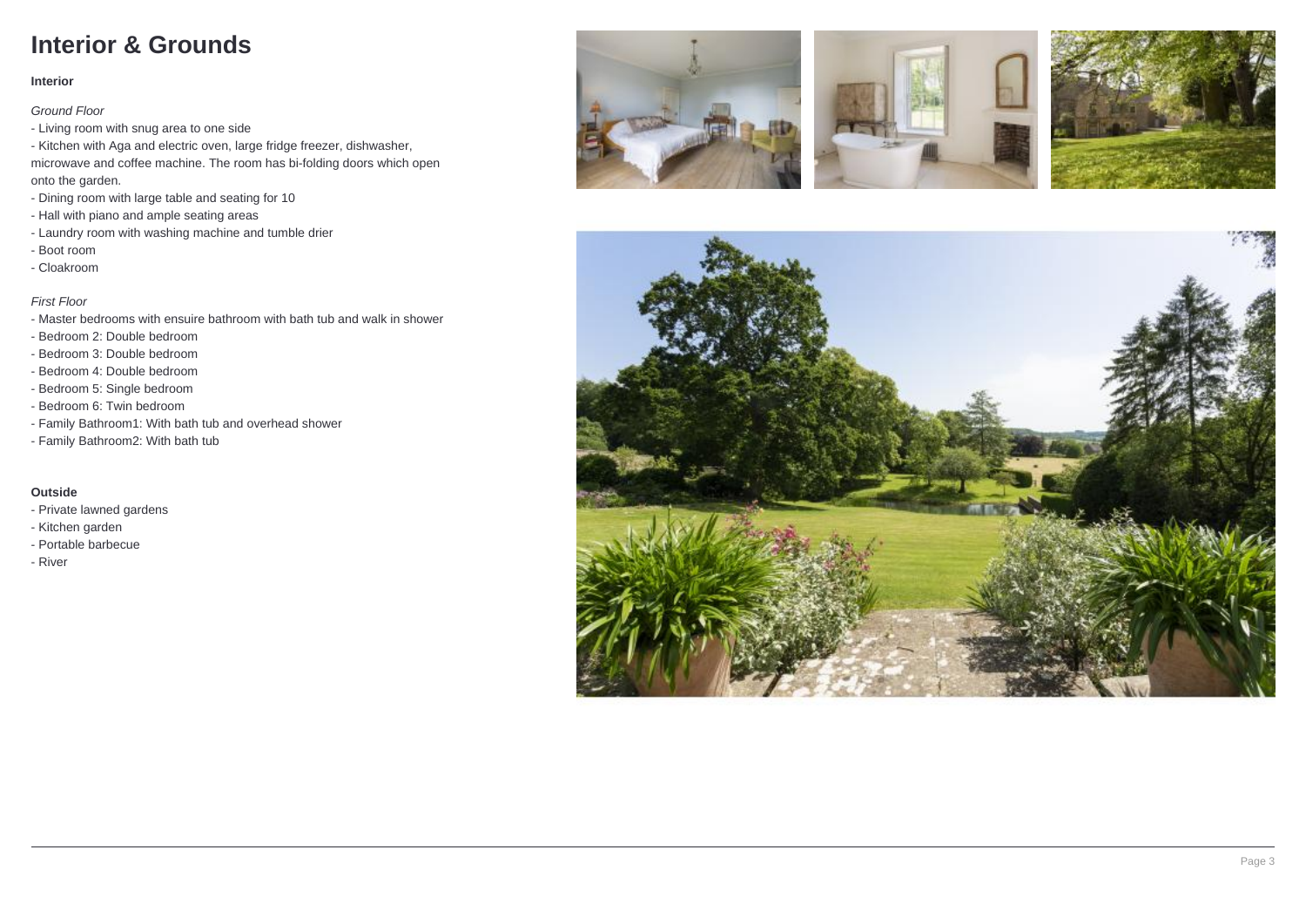# Interior & Grounds

**Interior**

*Ground Floor*

- Living room with snug area to one side
- Kitchen with Aga and electric oven, large fridge freezer, dishwasher, microwave and coffee machine. The room has bi-folding doors which open onto the garden.
- Dining room with large table and seating for 10
- Hall with piano and ample seating areas
- Laundry room with washing machine and tumble drier
- Boot room
- Cloakroom

*First Floor*

- Master bedrooms with ensuire bathroom with bath tub and walk in shower
- Bedroom 2: Double bedroom
- Bedroom 3: Double bedroom
- Bedroom 4: Double bedroom
- Bedroom 5: Single bedroom
- Bedroom 6: Twin bedroom
- Family Bathroom1: With bath tub and overhead shower
- Family Bathroom2: With bath tub

**Outside**

- Private lawned gardens
- Kitchen garden
- Portable barbecue
- River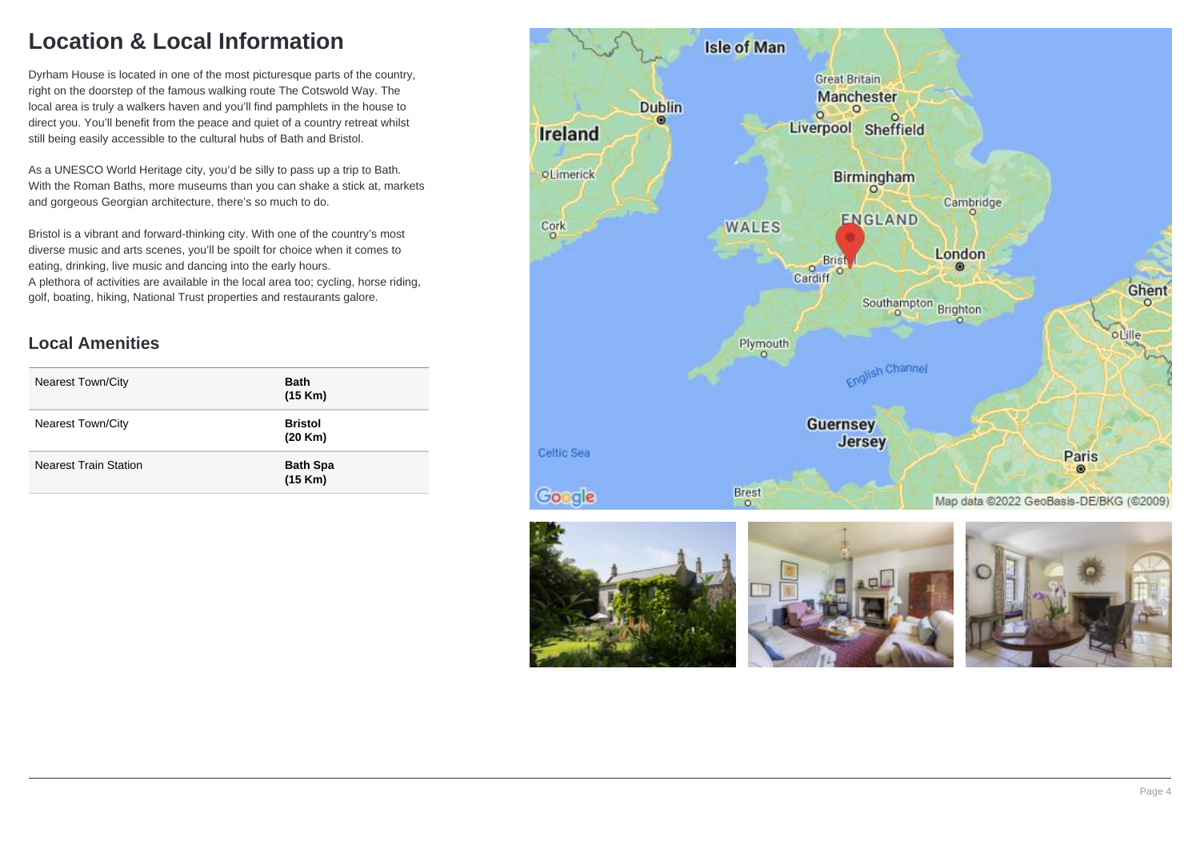# Location & Local Information

Dyrham House is located in one of the most picturesque parts of the country, right on the doorstep of the famous walking route The Cotswold Way. The local area is truly a walkers haven and you'll find pamphlets in the house to direct you. You'll benefit from the peace and quiet of a country retreat whilst still being easily accessible to the cultural hubs of Bath and Bristol.

As a UNESCO World Heritage city, you'd be silly to pass up a trip to Bath. With the Roman Baths, more museums than you can shake a stick at, markets and gorgeous Georgian architecture, there's so much to do.

Bristol is a vibrant and forward-thinking city. With one of the country's most diverse music and arts scenes, you'll be spoilt for choice when it comes to eating, drinking, live music and dancing into the early hours.
A plethora of activities are available in the local area too; cycling, horse riding, golf, boating, hiking, National Trust properties and restaurants galore.

## Local Amenities

| | |
|---|---|
| Nearest Town/City | **Bath (15 Km)** |
| Nearest Town/City | **Bristol (20 Km)** |
| Nearest Train Station | **Bath Spa (15 Km)** |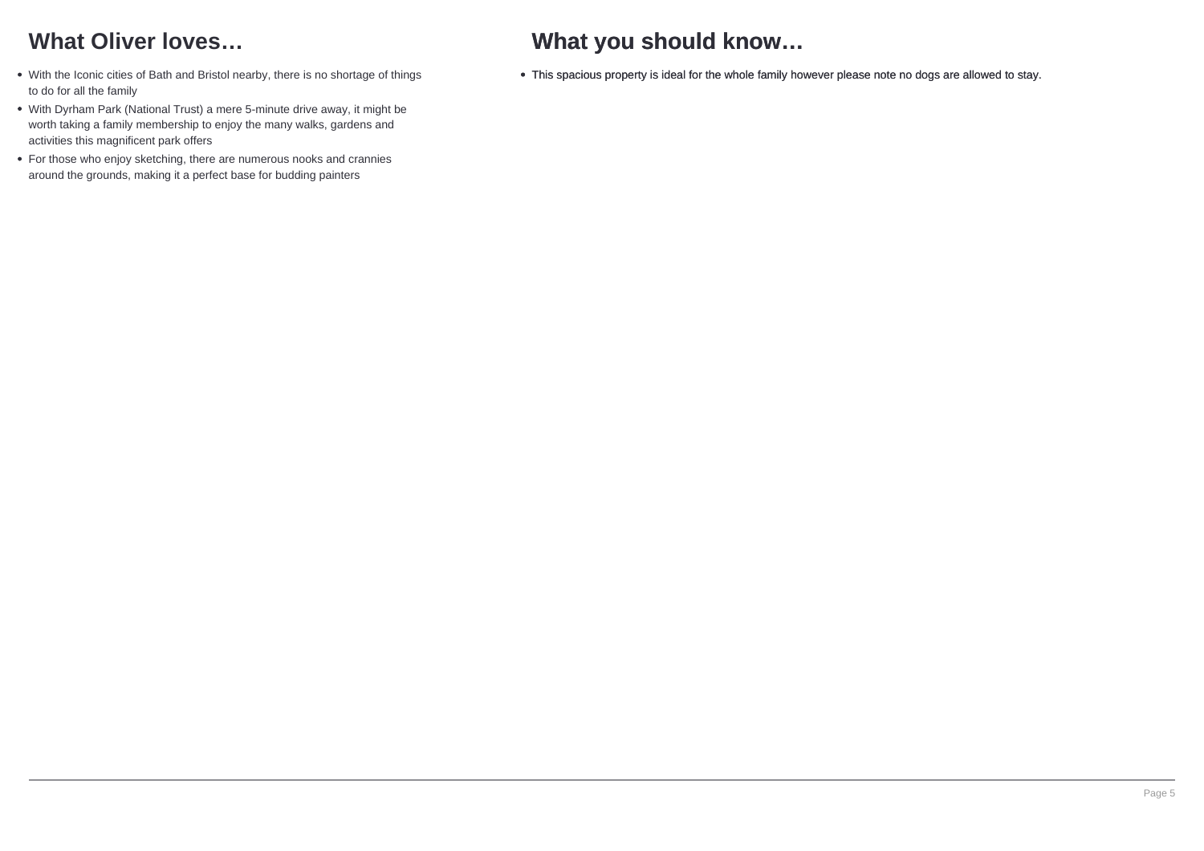## What Oliver loves…

- With the Iconic cities of Bath and Bristol nearby, there is no shortage of things to do for all the family
- With Dyrham Park (National Trust) a mere 5-minute drive away, it might be worth taking a family membership to enjoy the many walks, gardens and activities this magnificent park offers
- For those who enjoy sketching, there are numerous nooks and crannies around the grounds, making it a perfect base for budding painters

## What you should know…

- This spacious property is ideal for the whole family however please note no dogs are allowed to stay.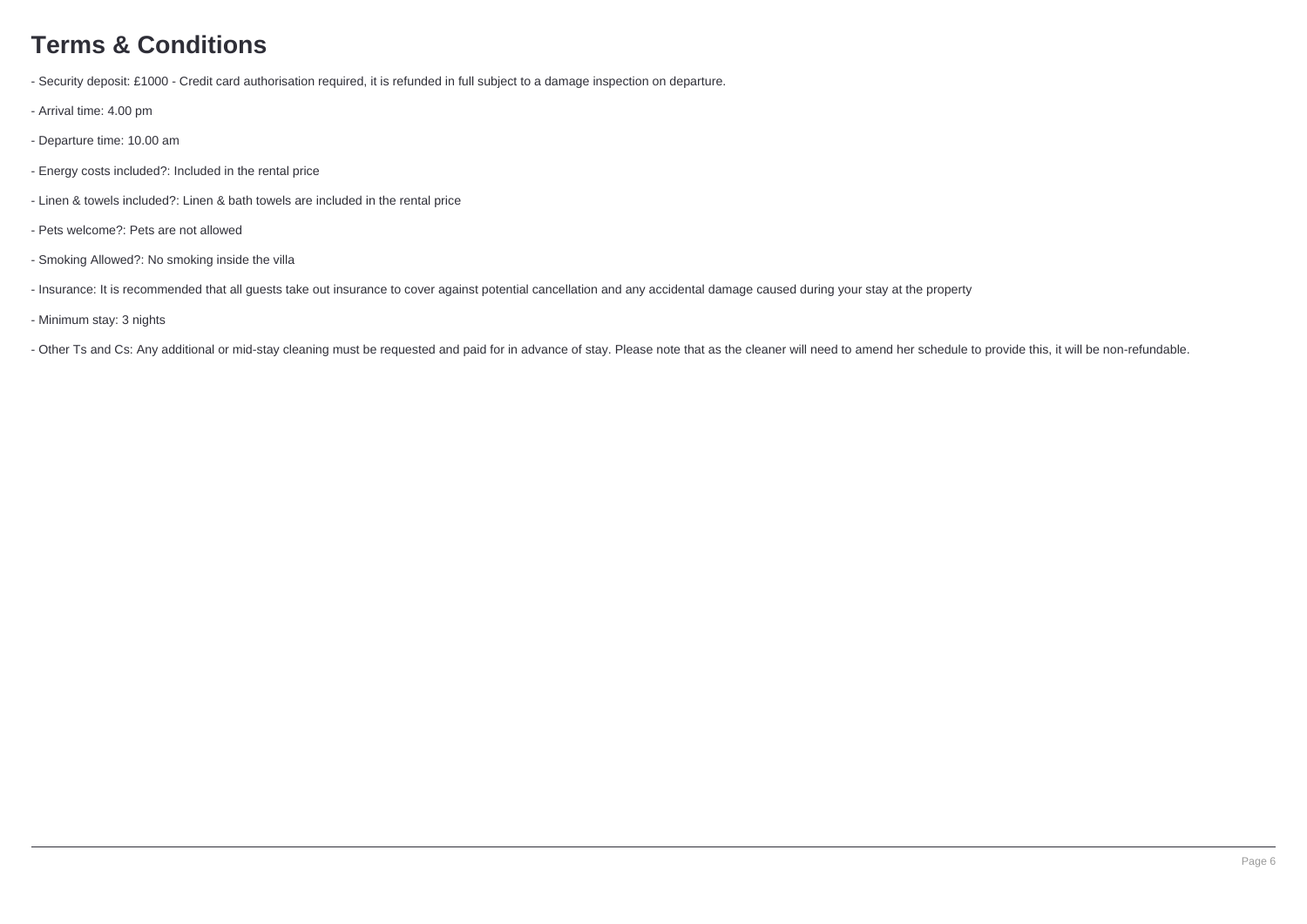# Terms & Conditions

- Security deposit: £1000 - Credit card authorisation required, it is refunded in full subject to a damage inspection on departure.
- Arrival time: 4.00 pm
- Departure time: 10.00 am
- Energy costs included?: Included in the rental price
- Linen & towels included?: Linen & bath towels are included in the rental price
- Pets welcome?: Pets are not allowed
- Smoking Allowed?: No smoking inside the villa
- Insurance: It is recommended that all guests take out insurance to cover against potential cancellation and any accidental damage caused during your stay at the property
- Minimum stay: 3 nights
- Other Ts and Cs: Any additional or mid-stay cleaning must be requested and paid for in advance of stay. Please note that as the cleaner will need to amend her schedule to provide this, it will be non-refundable.